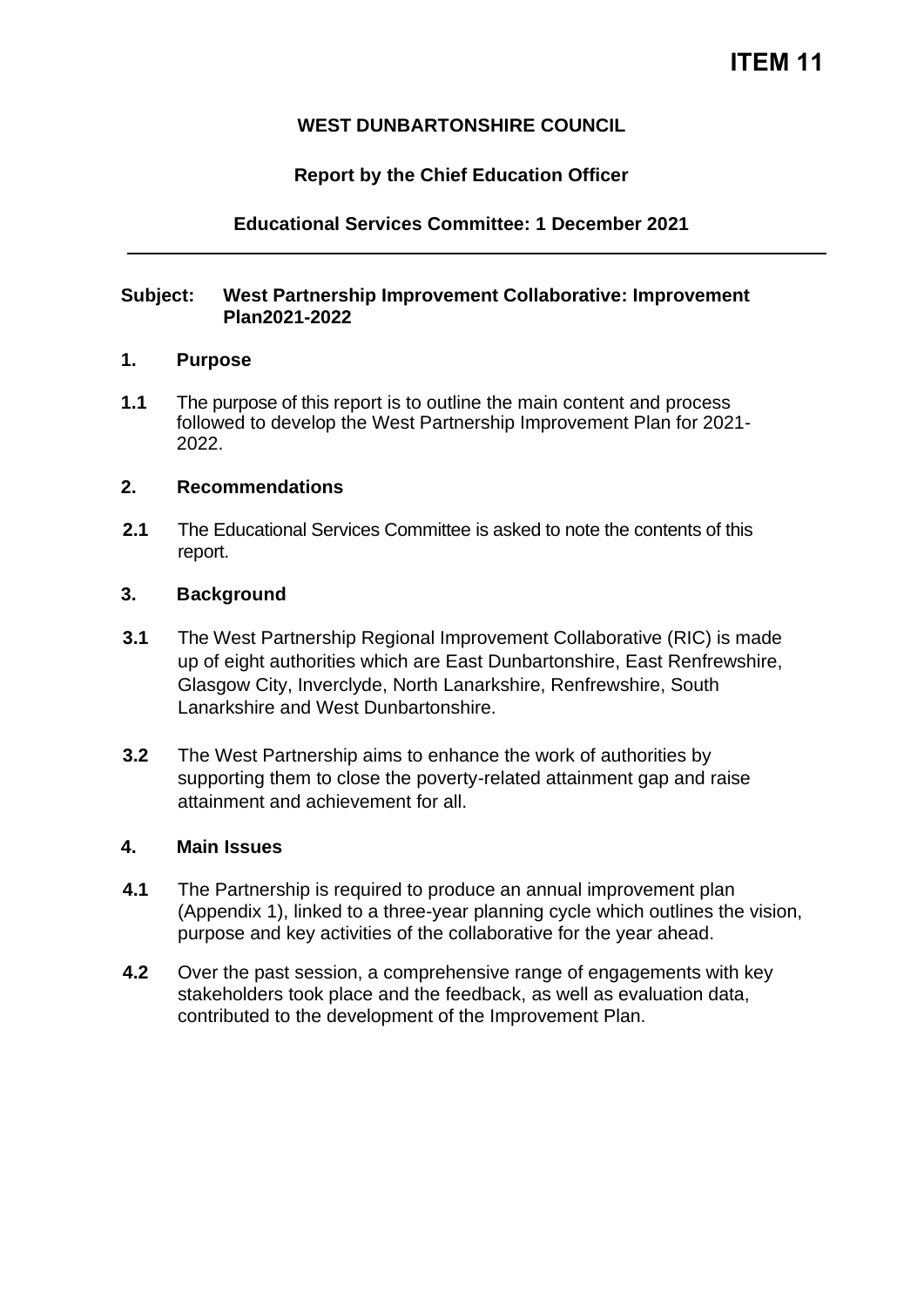# ITEM 11

**WEST DUNBARTONSHIRE COUNCIL**

**Report by the Chief Education Officer**

**Educational Services Committee: 1 December 2021**

---

**Subject: West Partnership Improvement Collaborative: Improvement Plan2021-2022**

## 1. Purpose

**1.1** The purpose of this report is to outline the main content and process followed to develop the West Partnership Improvement Plan for 2021-2022.

## 2. Recommendations

**2.1** The Educational Services Committee is asked to note the contents of this report.

## 3. Background

**3.1** The West Partnership Regional Improvement Collaborative (RIC) is made up of eight authorities which are East Dunbartonshire, East Renfrewshire, Glasgow City, Inverclyde, North Lanarkshire, Renfrewshire, South Lanarkshire and West Dunbartonshire.

**3.2** The West Partnership aims to enhance the work of authorities by supporting them to close the poverty-related attainment gap and raise attainment and achievement for all.

## 4. Main Issues

**4.1** The Partnership is required to produce an annual improvement plan (Appendix 1), linked to a three-year planning cycle which outlines the vision, purpose and key activities of the collaborative for the year ahead.

**4.2** Over the past session, a comprehensive range of engagements with key stakeholders took place and the feedback, as well as evaluation data, contributed to the development of the Improvement Plan.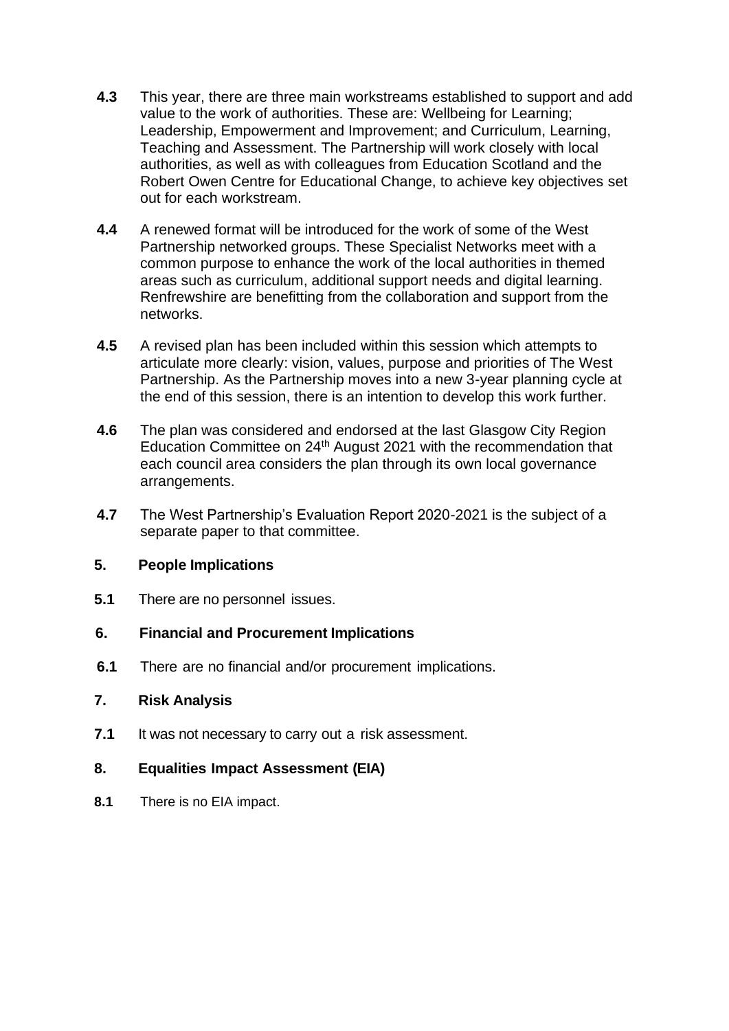**4.3** This year, there are three main workstreams established to support and add value to the work of authorities. These are: Wellbeing for Learning; Leadership, Empowerment and Improvement; and Curriculum, Learning, Teaching and Assessment. The Partnership will work closely with local authorities, as well as with colleagues from Education Scotland and the Robert Owen Centre for Educational Change, to achieve key objectives set out for each workstream.

**4.4** A renewed format will be introduced for the work of some of the West Partnership networked groups. These Specialist Networks meet with a common purpose to enhance the work of the local authorities in themed areas such as curriculum, additional support needs and digital learning. Renfrewshire are benefitting from the collaboration and support from the networks.

**4.5** A revised plan has been included within this session which attempts to articulate more clearly: vision, values, purpose and priorities of The West Partnership. As the Partnership moves into a new 3-year planning cycle at the end of this session, there is an intention to develop this work further.

**4.6** The plan was considered and endorsed at the last Glasgow City Region Education Committee on 24th August 2021 with the recommendation that each council area considers the plan through its own local governance arrangements.

**4.7** The West Partnership's Evaluation Report 2020-2021 is the subject of a separate paper to that committee.

## 5. People Implications

**5.1** There are no personnel issues.

## 6. Financial and Procurement Implications

**6.1** There are no financial and/or procurement implications.

## 7. Risk Analysis

**7.1** It was not necessary to carry out a risk assessment.

## 8. Equalities Impact Assessment (EIA)

**8.1** There is no EIA impact.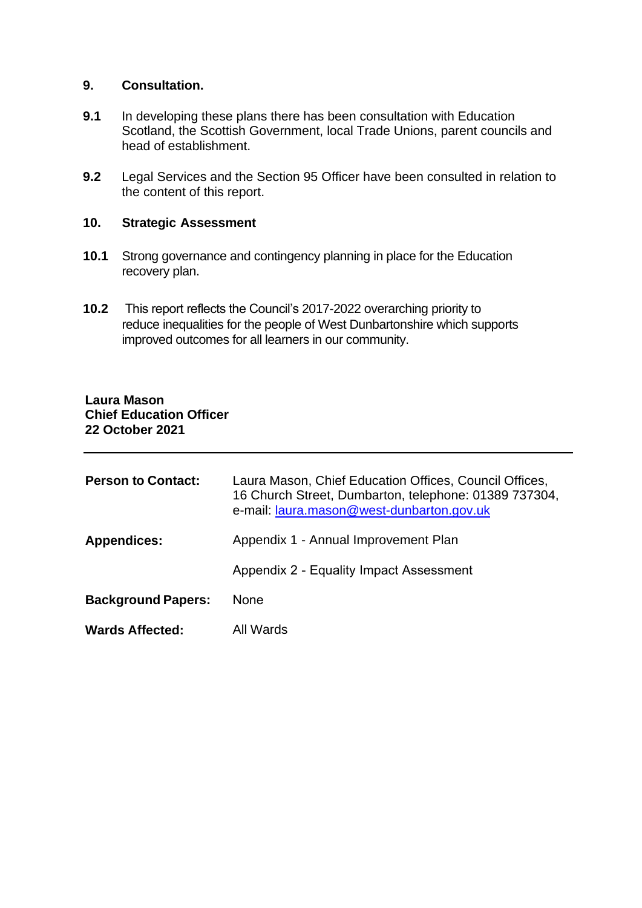## 9. Consultation.

**9.1** In developing these plans there has been consultation with Education Scotland, the Scottish Government, local Trade Unions, parent councils and head of establishment.

**9.2** Legal Services and the Section 95 Officer have been consulted in relation to the content of this report.

## 10. Strategic Assessment

**10.1** Strong governance and contingency planning in place for the Education recovery plan.

**10.2** This report reflects the Council's 2017-2022 overarching priority to reduce inequalities for the people of West Dunbartonshire which supports improved outcomes for all learners in our community.

**Laura Mason**
**Chief Education Officer**
**22 October 2021**

---

| | |
|---|---|
| **Person to Contact:** | Laura Mason, Chief Education Offices, Council Offices, 16 Church Street, Dumbarton, telephone: 01389 737304, e-mail: laura.mason@west-dunbarton.gov.uk |
| **Appendices:** | Appendix 1 - Annual Improvement Plan |
| | Appendix 2 - Equality Impact Assessment |
| **Background Papers:** | None |
| **Wards Affected:** | All Wards |